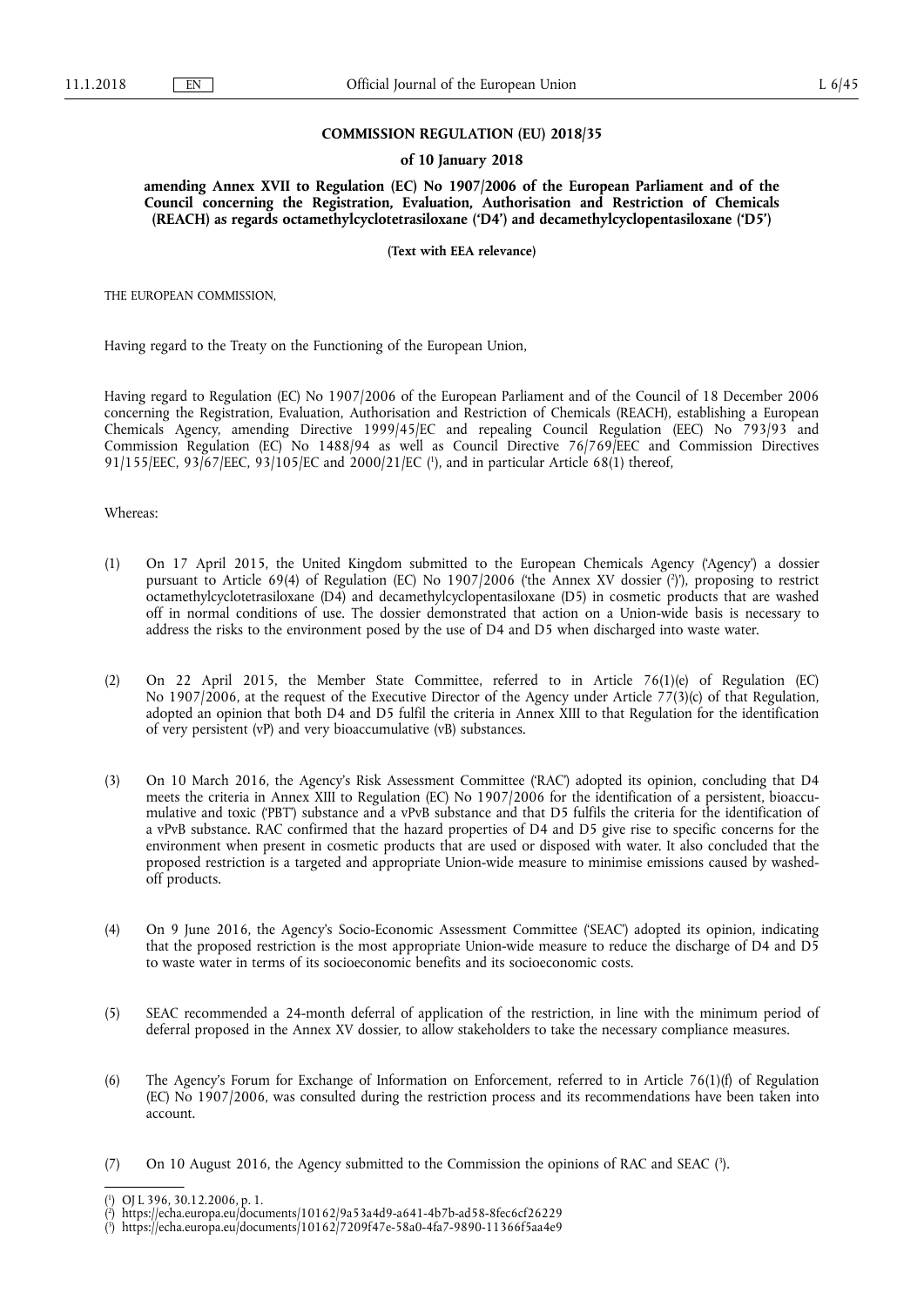**COMMISSION REGULATION (EU) 2018/35**

**of 10 January 2018**

**amending Annex XVII to Regulation (EC) No 1907/2006 of the European Parliament and of the Council concerning the Registration, Evaluation, Authorisation and Restriction of Chemicals (REACH) as regards octamethylcyclotetrasiloxane ('D4') and decamethylcyclopentasiloxane ('D5')**

**(Text with EEA relevance)**

THE EUROPEAN COMMISSION,

Having regard to the Treaty on the Functioning of the European Union,

Having regard to Regulation (EC) No 1907/2006 of the European Parliament and of the Council of 18 December 2006 concerning the Registration, Evaluation, Authorisation and Restriction of Chemicals (REACH), establishing a European Chemicals Agency, amending Directive 1999/45/EC and repealing Council Regulation (EEC) No 793/93 and Commission Regulation (EC) No 1488/94 as well as Council Directive 76/769/EEC and Commission Directives 91/155/EEC, 93/67/EEC, 93/105/EC and 2000/21/EC ([1]), and in particular Article 68(1) thereof,

Whereas:

(1) On 17 April 2015, the United Kingdom submitted to the European Chemicals Agency ('Agency') a dossier pursuant to Article 69(4) of Regulation (EC) No 1907/2006 ('the Annex XV dossier ([2])'), proposing to restrict octamethylcyclotetrasiloxane (D4) and decamethylcyclopentasiloxane (D5) in cosmetic products that are washed off in normal conditions of use. The dossier demonstrated that action on a Union-wide basis is necessary to address the risks to the environment posed by the use of D4 and D5 when discharged into waste water.

(2) On 22 April 2015, the Member State Committee, referred to in Article 76(1)(e) of Regulation (EC) No 1907/2006, at the request of the Executive Director of the Agency under Article 77(3)(c) of that Regulation, adopted an opinion that both D4 and D5 fulfil the criteria in Annex XIII to that Regulation for the identification of very persistent (vP) and very bioaccumulative (vB) substances.

(3) On 10 March 2016, the Agency's Risk Assessment Committee ('RAC') adopted its opinion, concluding that D4 meets the criteria in Annex XIII to Regulation (EC) No 1907/2006 for the identification of a persistent, bioaccumulative and toxic ('PBT') substance and a vPvB substance and that D5 fulfils the criteria for the identification of a vPvB substance. RAC confirmed that the hazard properties of D4 and D5 give rise to specific concerns for the environment when present in cosmetic products that are used or disposed with water. It also concluded that the proposed restriction is a targeted and appropriate Union-wide measure to minimise emissions caused by washed-off products.

(4) On 9 June 2016, the Agency's Socio-Economic Assessment Committee ('SEAC') adopted its opinion, indicating that the proposed restriction is the most appropriate Union-wide measure to reduce the discharge of D4 and D5 to waste water in terms of its socioeconomic benefits and its socioeconomic costs.

(5) SEAC recommended a 24-month deferral of application of the restriction, in line with the minimum period of deferral proposed in the Annex XV dossier, to allow stakeholders to take the necessary compliance measures.

(6) The Agency's Forum for Exchange of Information on Enforcement, referred to in Article 76(1)(f) of Regulation (EC) No 1907/2006, was consulted during the restriction process and its recommendations have been taken into account.

(7) On 10 August 2016, the Agency submitted to the Commission the opinions of RAC and SEAC ([3]).

---

([1]) OJ L 396, 30.12.2006, p. 1.

([2]) https://echa.europa.eu/documents/10162/9a53a4d9-a641-4b7b-ad58-8fec6cf26229

([3]) https://echa.europa.eu/documents/10162/7209f47e-58a0-4fa7-9890-11366f5aa4e9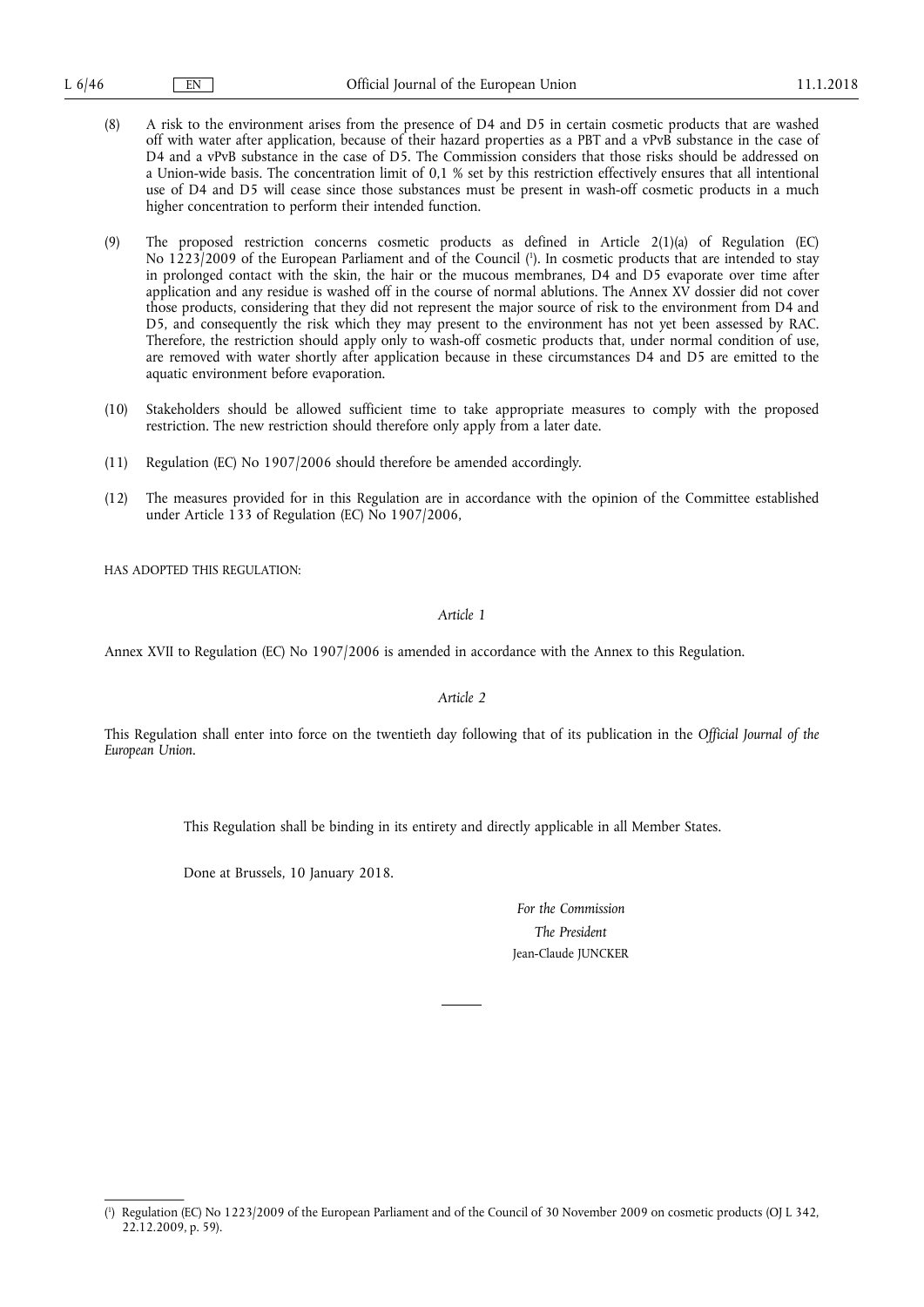(8) A risk to the environment arises from the presence of D4 and D5 in certain cosmetic products that are washed off with water after application, because of their hazard properties as a PBT and a vPvB substance in the case of D4 and a vPvB substance in the case of D5. The Commission considers that those risks should be addressed on a Union-wide basis. The concentration limit of 0,1 % set by this restriction effectively ensures that all intentional use of D4 and D5 will cease since those substances must be present in wash-off cosmetic products in a much higher concentration to perform their intended function.

(9) The proposed restriction concerns cosmetic products as defined in Article 2(1)(a) of Regulation (EC) No 1223/2009 of the European Parliament and of the Council [1]. In cosmetic products that are intended to stay in prolonged contact with the skin, the hair or the mucous membranes, D4 and D5 evaporate over time after application and any residue is washed off in the course of normal ablutions. The Annex XV dossier did not cover those products, considering that they did not represent the major source of risk to the environment from D4 and D5, and consequently the risk which they may present to the environment has not yet been assessed by RAC. Therefore, the restriction should apply only to wash-off cosmetic products that, under normal condition of use, are removed with water shortly after application because in these circumstances D4 and D5 are emitted to the aquatic environment before evaporation.

(10) Stakeholders should be allowed sufficient time to take appropriate measures to comply with the proposed restriction. The new restriction should therefore only apply from a later date.

(11) Regulation (EC) No 1907/2006 should therefore be amended accordingly.

(12) The measures provided for in this Regulation are in accordance with the opinion of the Committee established under Article 133 of Regulation (EC) No 1907/2006,

HAS ADOPTED THIS REGULATION:

*Article 1*

Annex XVII to Regulation (EC) No 1907/2006 is amended in accordance with the Annex to this Regulation.

*Article 2*

This Regulation shall enter into force on the twentieth day following that of its publication in the *Official Journal of the European Union*.

This Regulation shall be binding in its entirety and directly applicable in all Member States.

Done at Brussels, 10 January 2018.

*For the Commission*

*The President*

Jean-Claude JUNCKER

---

[1] Regulation (EC) No 1223/2009 of the European Parliament and of the Council of 30 November 2009 on cosmetic products (OJ L 342, 22.12.2009, p. 59).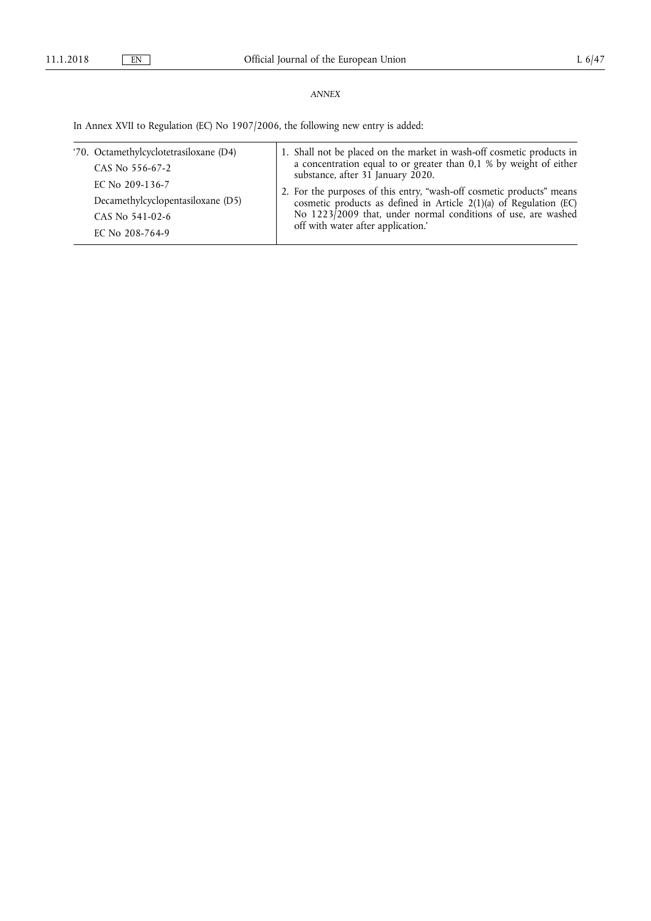*ANNEX*

In Annex XVII to Regulation (EC) No 1907/2006, the following new entry is added:

| | |
|---|---|
| '70. Octamethylcyclotetrasiloxane (D4)<br>CAS No 556-67-2<br>EC No 209-136-7<br>Decamethylcyclopentasiloxane (D5)<br>CAS No 541-02-6<br>EC No 208-764-9 | 1. Shall not be placed on the market in wash-off cosmetic products in a concentration equal to or greater than 0,1 % by weight of either substance, after 31 January 2020.<br>2. For the purposes of this entry, "wash-off cosmetic products" means cosmetic products as defined in Article 2(1)(a) of Regulation (EC) No 1223/2009 that, under normal conditions of use, are washed off with water after application.' |